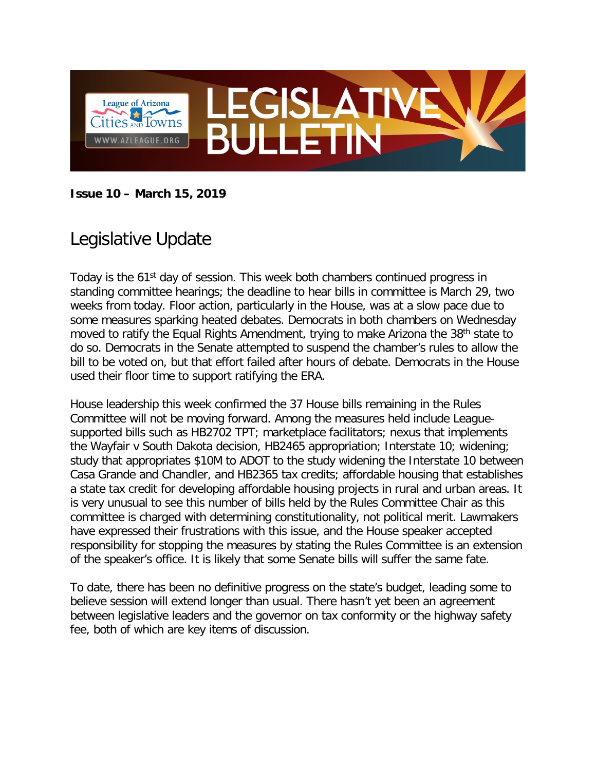# LEGISLATIVE BULLETIN

League of Arizona Cities AND Towns
WWW.AZLEAGUE.ORG

**Issue 10 – March 15, 2019**

## Legislative Update

Today is the 61st day of session. This week both chambers continued progress in standing committee hearings; the deadline to hear bills in committee is March 29, two weeks from today. Floor action, particularly in the House, was at a slow pace due to some measures sparking heated debates. Democrats in both chambers on Wednesday moved to ratify the Equal Rights Amendment, trying to make Arizona the 38th state to do so. Democrats in the Senate attempted to suspend the chamber's rules to allow the bill to be voted on, but that effort failed after hours of debate. Democrats in the House used their floor time to support ratifying the ERA.

House leadership this week confirmed the 37 House bills remaining in the Rules Committee will not be moving forward. Among the measures held include League-supported bills such as HB2702 TPT; marketplace facilitators; nexus that implements the Wayfair v South Dakota decision, HB2465 appropriation; Interstate 10; widening; study that appropriates $10M to ADOT to the study widening the Interstate 10 between Casa Grande and Chandler, and HB2365 tax credits; affordable housing that establishes a state tax credit for developing affordable housing projects in rural and urban areas. It is very unusual to see this number of bills held by the Rules Committee Chair as this committee is charged with determining constitutionality, not political merit. Lawmakers have expressed their frustrations with this issue, and the House speaker accepted responsibility for stopping the measures by stating the Rules Committee is an extension of the speaker's office. It is likely that some Senate bills will suffer the same fate.

To date, there has been no definitive progress on the state's budget, leading some to believe session will extend longer than usual. There hasn't yet been an agreement between legislative leaders and the governor on tax conformity or the highway safety fee, both of which are key items of discussion.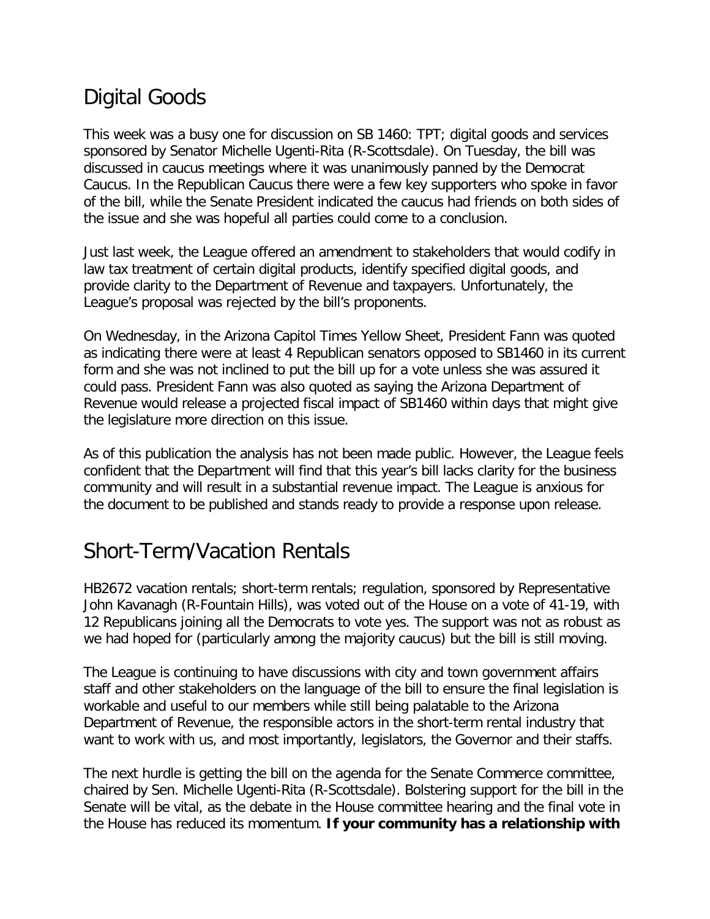## Digital Goods

This week was a busy one for discussion on SB 1460: TPT; digital goods and services sponsored by Senator Michelle Ugenti-Rita (R-Scottsdale). On Tuesday, the bill was discussed in caucus meetings where it was unanimously panned by the Democrat Caucus. In the Republican Caucus there were a few key supporters who spoke in favor of the bill, while the Senate President indicated the caucus had friends on both sides of the issue and she was hopeful all parties could come to a conclusion.

Just last week, the League offered an amendment to stakeholders that would codify in law tax treatment of certain digital products, identify specified digital goods, and provide clarity to the Department of Revenue and taxpayers. Unfortunately, the League's proposal was rejected by the bill's proponents.

On Wednesday, in the Arizona Capitol Times Yellow Sheet, President Fann was quoted as indicating there were at least 4 Republican senators opposed to SB1460 in its current form and she was not inclined to put the bill up for a vote unless she was assured it could pass. President Fann was also quoted as saying the Arizona Department of Revenue would release a projected fiscal impact of SB1460 within days that might give the legislature more direction on this issue.

As of this publication the analysis has not been made public. However, the League feels confident that the Department will find that this year's bill lacks clarity for the business community and will result in a substantial revenue impact. The League is anxious for the document to be published and stands ready to provide a response upon release.

## Short-Term/Vacation Rentals

HB2672 vacation rentals; short-term rentals; regulation, sponsored by Representative John Kavanagh (R-Fountain Hills), was voted out of the House on a vote of 41-19, with 12 Republicans joining all the Democrats to vote yes. The support was not as robust as we had hoped for (particularly among the majority caucus) but the bill is still moving.

The League is continuing to have discussions with city and town government affairs staff and other stakeholders on the language of the bill to ensure the final legislation is workable and useful to our members while still being palatable to the Arizona Department of Revenue, the responsible actors in the short-term rental industry that want to work with us, and most importantly, legislators, the Governor and their staffs.

The next hurdle is getting the bill on the agenda for the Senate Commerce committee, chaired by Sen. Michelle Ugenti-Rita (R-Scottsdale). Bolstering support for the bill in the Senate will be vital, as the debate in the House committee hearing and the final vote in the House has reduced its momentum. **If your community has a relationship with**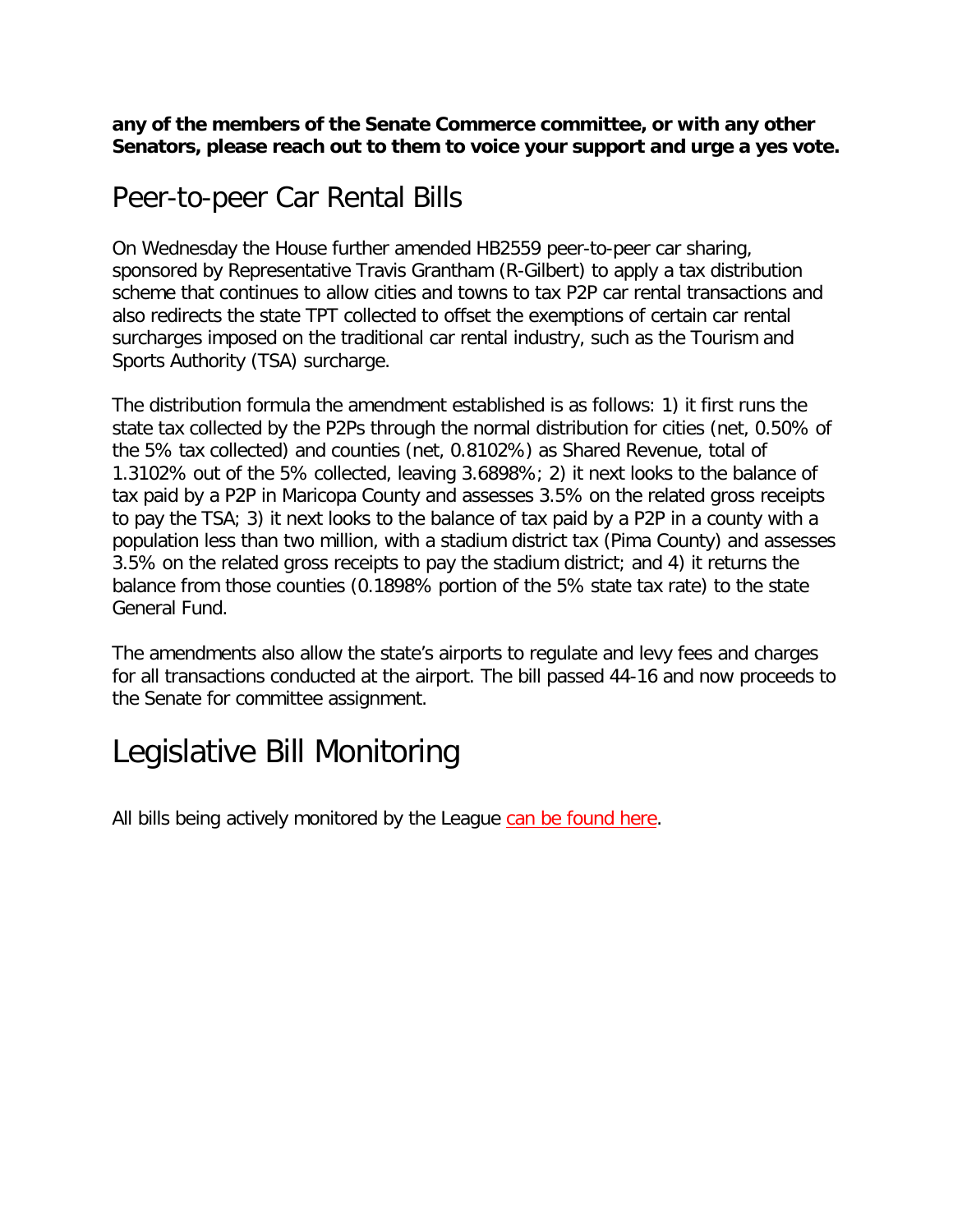**any of the members of the Senate Commerce committee, or with any other Senators, please reach out to them to voice your support and urge a yes vote.**

## Peer-to-peer Car Rental Bills

On Wednesday the House further amended HB2559 peer-to-peer car sharing, sponsored by Representative Travis Grantham (R-Gilbert) to apply a tax distribution scheme that continues to allow cities and towns to tax P2P car rental transactions and also redirects the state TPT collected to offset the exemptions of certain car rental surcharges imposed on the traditional car rental industry, such as the Tourism and Sports Authority (TSA) surcharge.

The distribution formula the amendment established is as follows: 1) it first runs the state tax collected by the P2Ps through the normal distribution for cities (net, 0.50% of the 5% tax collected) and counties (net, 0.8102%) as Shared Revenue, total of 1.3102% out of the 5% collected, leaving 3.6898%; 2) it next looks to the balance of tax paid by a P2P in Maricopa County and assesses 3.5% on the related gross receipts to pay the TSA; 3) it next looks to the balance of tax paid by a P2P in a county with a population less than two million, with a stadium district tax (Pima County) and assesses 3.5% on the related gross receipts to pay the stadium district; and 4) it returns the balance from those counties (0.1898% portion of the 5% state tax rate) to the state General Fund.

The amendments also allow the state's airports to regulate and levy fees and charges for all transactions conducted at the airport. The bill passed 44-16 and now proceeds to the Senate for committee assignment.

# Legislative Bill Monitoring

All bills being actively monitored by the League can be found here.